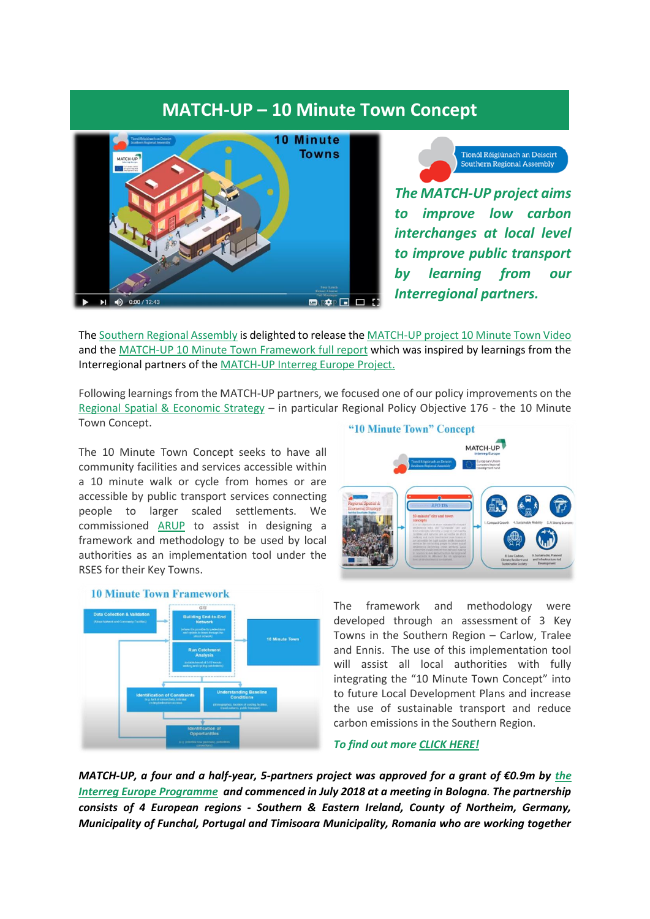# MATCH-UP – 10 Minute Town Concept

***The MATCH-UP project aims to improve low carbon interchanges at local level to improve public transport by learning from our Interregional partners.***

The Southern Regional Assembly is delighted to release the MATCH-UP project 10 Minute Town Video and the MATCH-UP 10 Minute Town Framework full report which was inspired by learnings from the Interregional partners of the MATCH-UP Interreg Europe Project.

Following learnings from the MATCH-UP partners, we focused one of our policy improvements on the Regional Spatial & Economic Strategy – in particular Regional Policy Objective 176 - the 10 Minute Town Concept.

The 10 Minute Town Concept seeks to have all community facilities and services accessible within a 10 minute walk or cycle from homes or are accessible by public transport services connecting people to larger scaled settlements. We commissioned ARUP to assist in designing a framework and methodology to be used by local authorities as an implementation tool under the RSES for their Key Towns.

The framework and methodology were developed through an assessment of 3 Key Towns in the Southern Region – Carlow, Tralee and Ennis. The use of this implementation tool will assist all local authorities with fully integrating the "10 Minute Town Concept" into to future Local Development Plans and increase the use of sustainable transport and reduce carbon emissions in the Southern Region.

***To find out more CLICK HERE!***

***MATCH-UP, a four and a half-year, 5-partners project was approved for a grant of €0.9m by the Interreg Europe Programme and commenced in July 2018 at a meeting in Bologna. The partnership consists of 4 European regions - Southern & Eastern Ireland, County of Northeim, Germany, Municipality of Funchal, Portugal and Timisoara Municipality, Romania who are working together***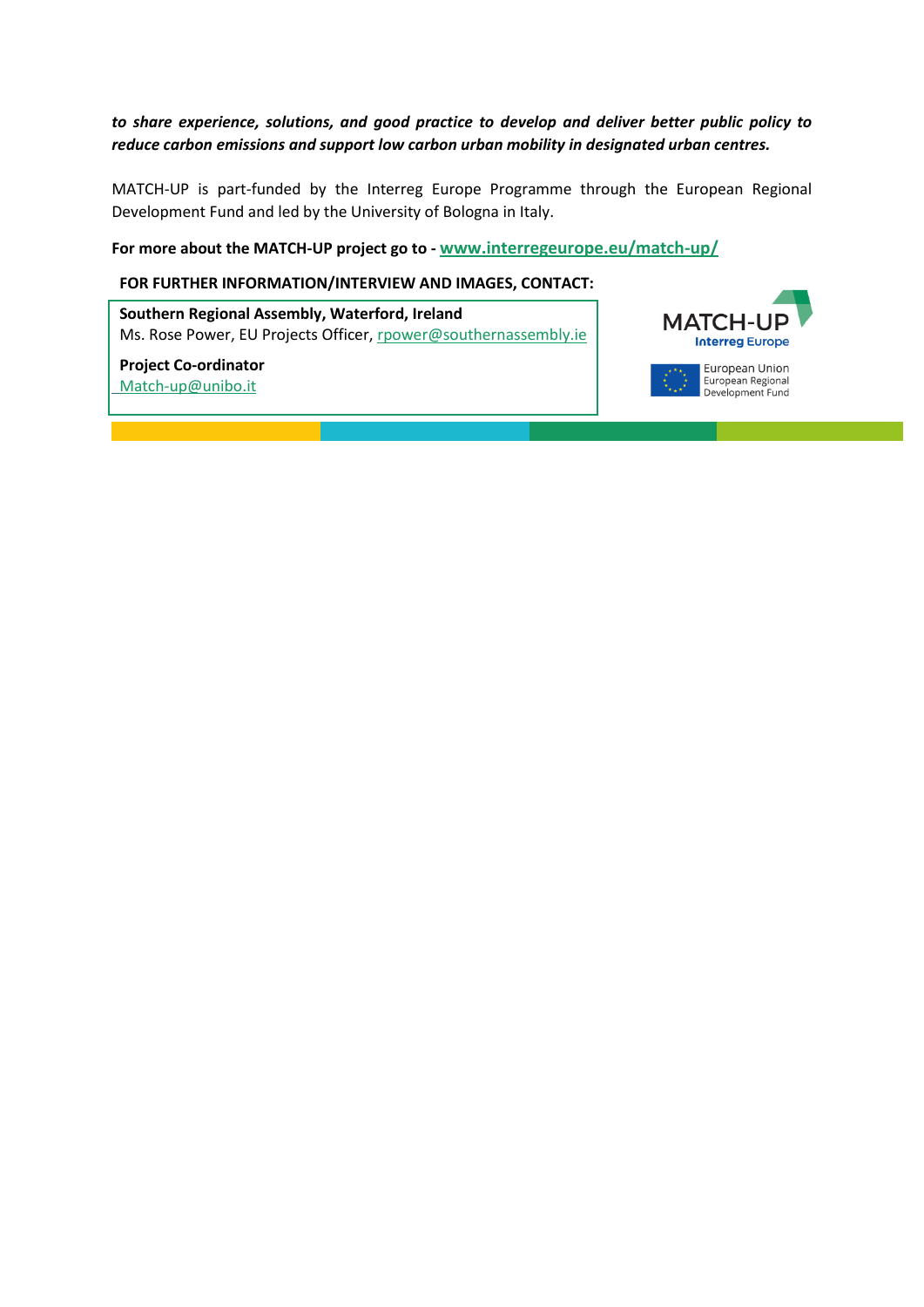***to share experience, solutions, and good practice to develop and deliver better public policy to reduce carbon emissions and support low carbon urban mobility in designated urban centres.***

MATCH-UP is part-funded by the Interreg Europe Programme through the European Regional Development Fund and led by the University of Bologna in Italy.

**For more about the MATCH-UP project go to - [www.interregeurope.eu/match-up/](http://www.interregeurope.eu/match-up/)**

**FOR FURTHER INFORMATION/INTERVIEW AND IMAGES, CONTACT:**

**Southern Regional Assembly, Waterford, Ireland**
Ms. Rose Power, EU Projects Officer, rpower@southernassembly.ie

**Project Co-ordinator**
Match-up@unibo.it

MATCH-UP
Interreg Europe

European Union
European Regional Development Fund